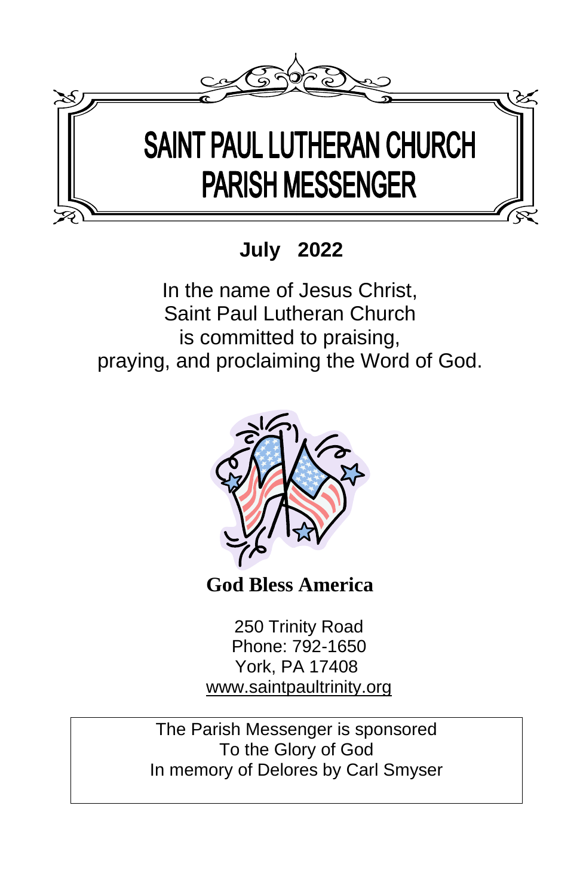# SAINT PAUL LUTHERAN CHURCH
# PARISH MESSENGER

**July 2022**

In the name of Jesus Christ,
Saint Paul Lutheran Church
is committed to praising,
praying, and proclaiming the Word of God.

**God Bless America**

250 Trinity Road
Phone: 792-1650
York, PA 17408
www.saintpaultrinity.org

The Parish Messenger is sponsored
To the Glory of God
In memory of Delores by Carl Smyser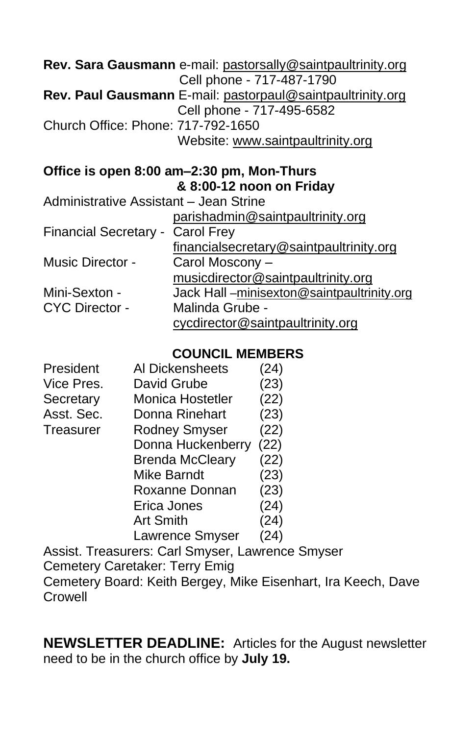**Rev. Sara Gausmann** e-mail: pastorsally@saintpaultrinity.org
Cell phone - 717-487-1790

**Rev. Paul Gausmann** E-mail: pastorpaul@saintpaultrinity.org
Cell phone - 717-495-6582

Church Office: Phone: 717-792-1650
Website: www.saintpaultrinity.org

**Office is open 8:00 am–2:30 pm, Mon-Thurs & 8:00-12 noon on Friday**

Administrative Assistant – Jean Strine
parishadmin@saintpaultrinity.org

Financial Secretary - Carol Frey
financialsecretary@saintpaultrinity.org

Music Director - Carol Moscony –
musicdirector@saintpaultrinity.org

Mini-Sexton - Jack Hall –minisexton@saintpaultrinity.org

CYC Director - Malinda Grube -
cycdirector@saintpaultrinity.org

**COUNCIL MEMBERS**

| | | |
|---|---|---|
| President | Al Dickensheets | (24) |
| Vice Pres. | David Grube | (23) |
| Secretary | Monica Hostetler | (22) |
| Asst. Sec. | Donna Rinehart | (23) |
| Treasurer | Rodney Smyser | (22) |
| | Donna Huckenberry | (22) |
| | Brenda McCleary | (22) |
| | Mike Barndt | (23) |
| | Roxanne Donnan | (23) |
| | Erica Jones | (24) |
| | Art Smith | (24) |
| | Lawrence Smyser | (24) |

Assist. Treasurers: Carl Smyser, Lawrence Smyser

Cemetery Caretaker: Terry Emig

Cemetery Board: Keith Bergey, Mike Eisenhart, Ira Keech, Dave Crowell

**NEWSLETTER DEADLINE:** Articles for the August newsletter need to be in the church office by **July 19.**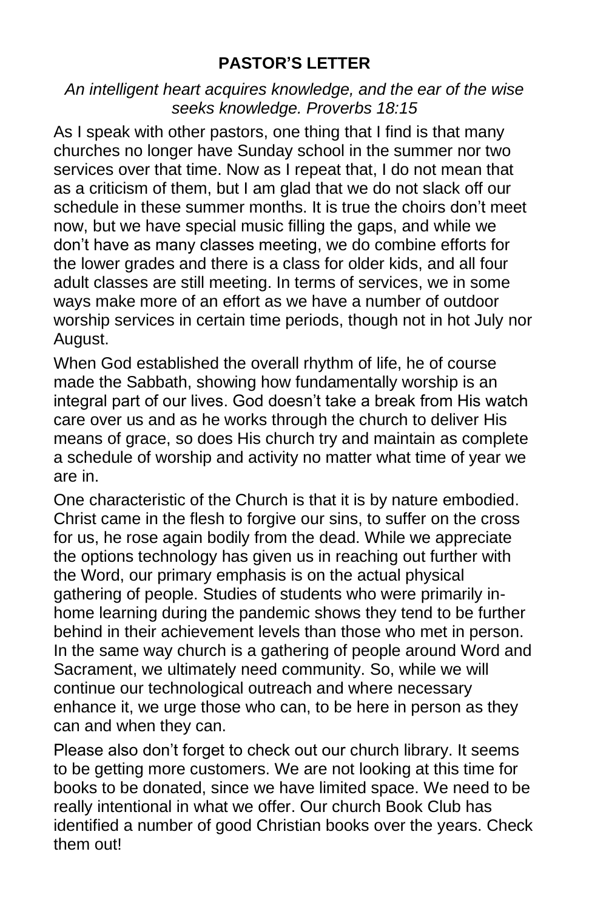# PASTOR'S LETTER

*An intelligent heart acquires knowledge, and the ear of the wise seeks knowledge. Proverbs 18:15*

As I speak with other pastors, one thing that I find is that many churches no longer have Sunday school in the summer nor two services over that time. Now as I repeat that, I do not mean that as a criticism of them, but I am glad that we do not slack off our schedule in these summer months. It is true the choirs don't meet now, but we have special music filling the gaps, and while we don't have as many classes meeting, we do combine efforts for the lower grades and there is a class for older kids, and all four adult classes are still meeting. In terms of services, we in some ways make more of an effort as we have a number of outdoor worship services in certain time periods, though not in hot July nor August.

When God established the overall rhythm of life, he of course made the Sabbath, showing how fundamentally worship is an integral part of our lives. God doesn't take a break from His watch care over us and as he works through the church to deliver His means of grace, so does His church try and maintain as complete a schedule of worship and activity no matter what time of year we are in.

One characteristic of the Church is that it is by nature embodied. Christ came in the flesh to forgive our sins, to suffer on the cross for us, he rose again bodily from the dead. While we appreciate the options technology has given us in reaching out further with the Word, our primary emphasis is on the actual physical gathering of people. Studies of students who were primarily in-home learning during the pandemic shows they tend to be further behind in their achievement levels than those who met in person. In the same way church is a gathering of people around Word and Sacrament, we ultimately need community. So, while we will continue our technological outreach and where necessary enhance it, we urge those who can, to be here in person as they can and when they can.

Please also don't forget to check out our church library. It seems to be getting more customers. We are not looking at this time for books to be donated, since we have limited space. We need to be really intentional in what we offer. Our church Book Club has identified a number of good Christian books over the years. Check them out!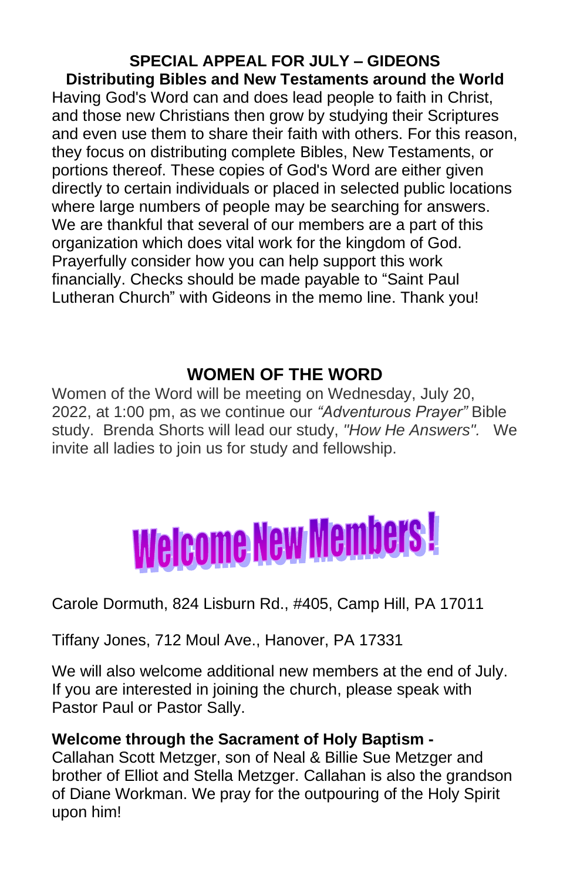## SPECIAL APPEAL FOR JULY – GIDEONS

**Distributing Bibles and New Testaments around the World**

Having God's Word can and does lead people to faith in Christ, and those new Christians then grow by studying their Scriptures and even use them to share their faith with others. For this reason, they focus on distributing complete Bibles, New Testaments, or portions thereof. These copies of God's Word are either given directly to certain individuals or placed in selected public locations where large numbers of people may be searching for answers. We are thankful that several of our members are a part of this organization which does vital work for the kingdom of God. Prayerfully consider how you can help support this work financially. Checks should be made payable to "Saint Paul Lutheran Church" with Gideons in the memo line. Thank you!

## WOMEN OF THE WORD

Women of the Word will be meeting on Wednesday, July 20, 2022, at 1:00 pm, as we continue our *"Adventurous Prayer"* Bible study. Brenda Shorts will lead our study, *"How He Answers".* We invite all ladies to join us for study and fellowship.

## Welcome New Members!

Carole Dormuth, 824 Lisburn Rd., #405, Camp Hill, PA 17011

Tiffany Jones, 712 Moul Ave., Hanover, PA 17331

We will also welcome additional new members at the end of July. If you are interested in joining the church, please speak with Pastor Paul or Pastor Sally.

**Welcome through the Sacrament of Holy Baptism -**
Callahan Scott Metzger, son of Neal & Billie Sue Metzger and brother of Elliot and Stella Metzger. Callahan is also the grandson of Diane Workman. We pray for the outpouring of the Holy Spirit upon him!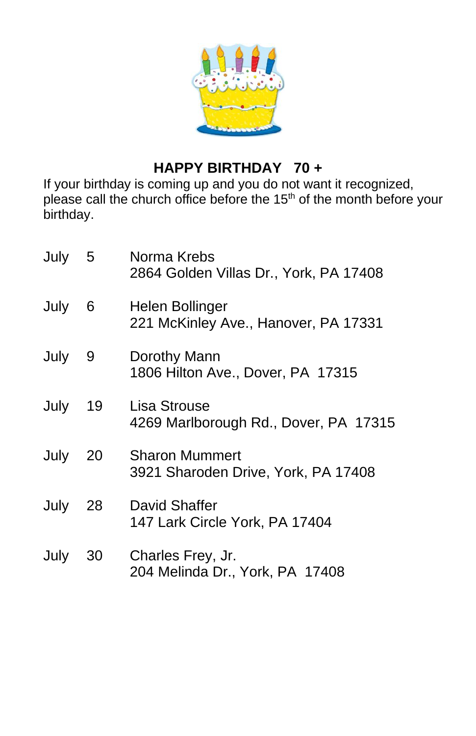## HAPPY BIRTHDAY 70 +

If your birthday is coming up and you do not want it recognized, please call the church office before the 15th of the month before your birthday.

July 5 Norma Krebs
2864 Golden Villas Dr., York, PA 17408

July 6 Helen Bollinger
221 McKinley Ave., Hanover, PA 17331

July 9 Dorothy Mann
1806 Hilton Ave., Dover, PA 17315

July 19 Lisa Strouse
4269 Marlborough Rd., Dover, PA 17315

July 20 Sharon Mummert
3921 Sharoden Drive, York, PA 17408

July 28 David Shaffer
147 Lark Circle York, PA 17404

July 30 Charles Frey, Jr.
204 Melinda Dr., York, PA 17408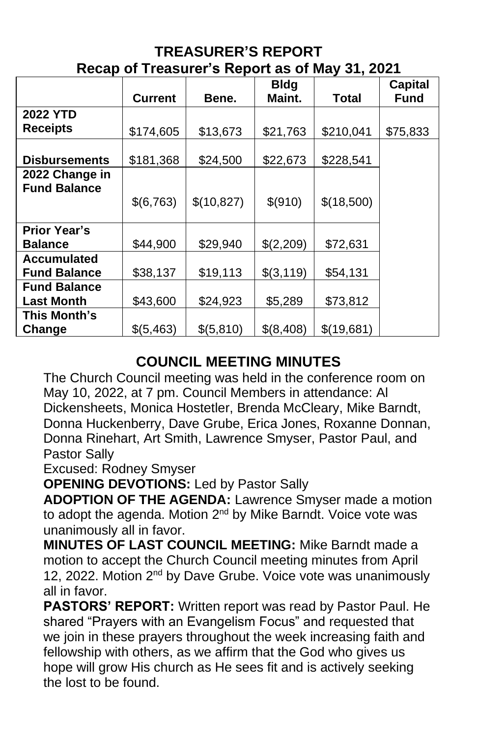## TREASURER'S REPORT

### Recap of Treasurer's Report as of May 31, 2021

| | Current | Bene. | Bldg Maint. | Total | Capital Fund |
|---|---|---|---|---|---|
| **2022 YTD Receipts** | $174,605 | $13,673 | $21,763 | $210,041 | $75,833 |
| **Disbursements** | $181,368 | $24,500 | $22,673 | $228,541 | |
| **2022 Change in Fund Balance** | $(6,763) | $(10,827) | $(910) | $(18,500) | |
| **Prior Year's Balance** | $44,900 | $29,940 | $(2,209) | $72,631 | |
| **Accumulated Fund Balance** | $38,137 | $19,113 | $(3,119) | $54,131 | |
| **Fund Balance Last Month** | $43,600 | $24,923 | $5,289 | $73,812 | |
| **This Month's Change** | $(5,463) | $(5,810) | $(8,408) | $(19,681) | |

## COUNCIL MEETING MINUTES

The Church Council meeting was held in the conference room on May 10, 2022, at 7 pm. Council Members in attendance: Al Dickensheets, Monica Hostetler, Brenda McCleary, Mike Barndt, Donna Huckenberry, Dave Grube, Erica Jones, Roxanne Donnan, Donna Rinehart, Art Smith, Lawrence Smyser, Pastor Paul, and Pastor Sally

Excused: Rodney Smyser

**OPENING DEVOTIONS:** Led by Pastor Sally

**ADOPTION OF THE AGENDA:** Lawrence Smyser made a motion to adopt the agenda. Motion 2nd by Mike Barndt. Voice vote was unanimously all in favor.

**MINUTES OF LAST COUNCIL MEETING:** Mike Barndt made a motion to accept the Church Council meeting minutes from April 12, 2022. Motion 2nd by Dave Grube. Voice vote was unanimously all in favor.

**PASTORS' REPORT:** Written report was read by Pastor Paul. He shared "Prayers with an Evangelism Focus" and requested that we join in these prayers throughout the week increasing faith and fellowship with others, as we affirm that the God who gives us hope will grow His church as He sees fit and is actively seeking the lost to be found.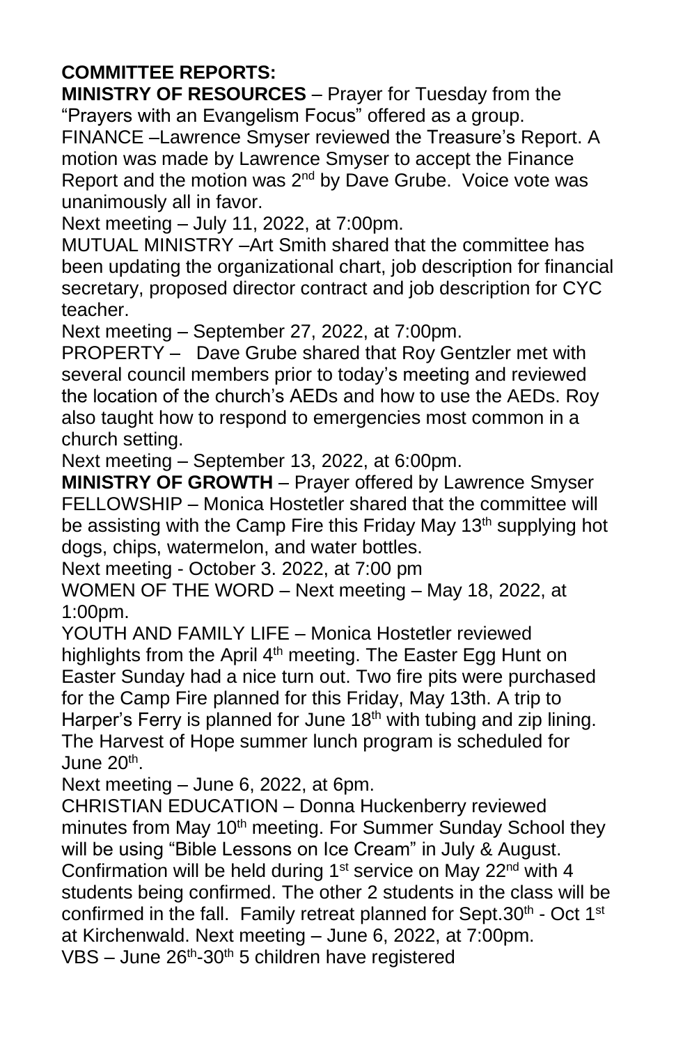**COMMITTEE REPORTS:**

**MINISTRY OF RESOURCES** – Prayer for Tuesday from the "Prayers with an Evangelism Focus" offered as a group.

FINANCE –Lawrence Smyser reviewed the Treasure's Report. A motion was made by Lawrence Smyser to accept the Finance Report and the motion was 2nd by Dave Grube. Voice vote was unanimously all in favor.

Next meeting – July 11, 2022, at 7:00pm.

MUTUAL MINISTRY –Art Smith shared that the committee has been updating the organizational chart, job description for financial secretary, proposed director contract and job description for CYC teacher.

Next meeting – September 27, 2022, at 7:00pm.

PROPERTY – Dave Grube shared that Roy Gentzler met with several council members prior to today's meeting and reviewed the location of the church's AEDs and how to use the AEDs. Roy also taught how to respond to emergencies most common in a church setting.

Next meeting – September 13, 2022, at 6:00pm.

**MINISTRY OF GROWTH** – Prayer offered by Lawrence Smyser

FELLOWSHIP – Monica Hostetler shared that the committee will be assisting with the Camp Fire this Friday May 13th supplying hot dogs, chips, watermelon, and water bottles.

Next meeting - October 3. 2022, at 7:00 pm

WOMEN OF THE WORD – Next meeting – May 18, 2022, at 1:00pm.

YOUTH AND FAMILY LIFE – Monica Hostetler reviewed highlights from the April 4th meeting. The Easter Egg Hunt on Easter Sunday had a nice turn out. Two fire pits were purchased for the Camp Fire planned for this Friday, May 13th. A trip to Harper's Ferry is planned for June 18th with tubing and zip lining. The Harvest of Hope summer lunch program is scheduled for June 20th.

Next meeting – June 6, 2022, at 6pm.

CHRISTIAN EDUCATION – Donna Huckenberry reviewed minutes from May 10th meeting. For Summer Sunday School they will be using "Bible Lessons on Ice Cream" in July & August. Confirmation will be held during 1st service on May 22nd with 4 students being confirmed. The other 2 students in the class will be confirmed in the fall. Family retreat planned for Sept.30th - Oct 1st at Kirchenwald. Next meeting – June 6, 2022, at 7:00pm.

VBS – June 26th-30th 5 children have registered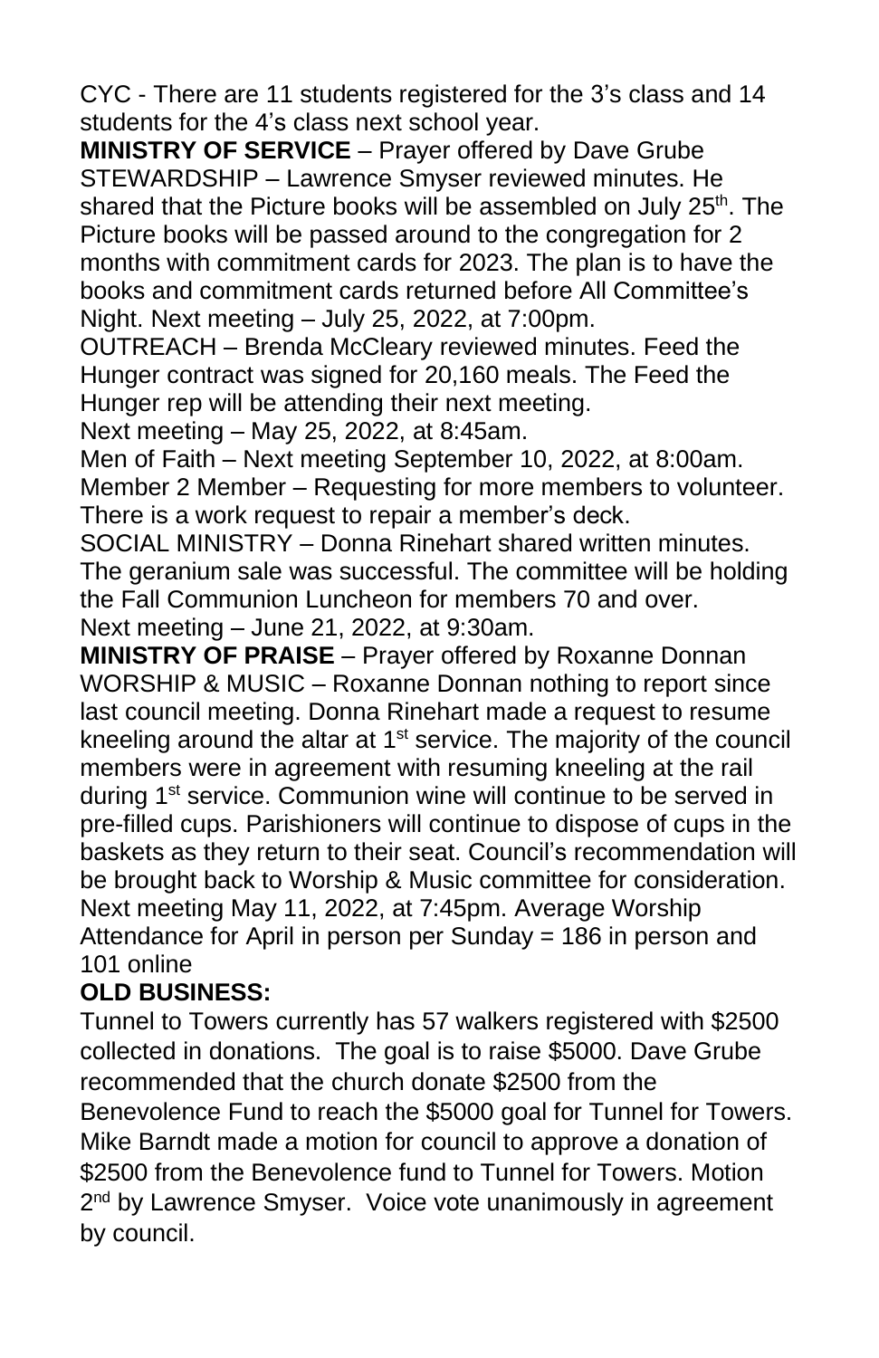CYC - There are 11 students registered for the 3's class and 14 students for the 4's class next school year.

**MINISTRY OF SERVICE** – Prayer offered by Dave Grube

STEWARDSHIP – Lawrence Smyser reviewed minutes. He shared that the Picture books will be assembled on July 25th. The Picture books will be passed around to the congregation for 2 months with commitment cards for 2023. The plan is to have the books and commitment cards returned before All Committee's Night. Next meeting – July 25, 2022, at 7:00pm.

OUTREACH – Brenda McCleary reviewed minutes. Feed the Hunger contract was signed for 20,160 meals. The Feed the Hunger rep will be attending their next meeting.

Next meeting – May 25, 2022, at 8:45am.

Men of Faith – Next meeting September 10, 2022, at 8:00am.

Member 2 Member – Requesting for more members to volunteer. There is a work request to repair a member's deck.

SOCIAL MINISTRY – Donna Rinehart shared written minutes. The geranium sale was successful. The committee will be holding the Fall Communion Luncheon for members 70 and over.

Next meeting – June 21, 2022, at 9:30am.

**MINISTRY OF PRAISE** – Prayer offered by Roxanne Donnan

WORSHIP & MUSIC – Roxanne Donnan nothing to report since last council meeting. Donna Rinehart made a request to resume kneeling around the altar at 1st service. The majority of the council members were in agreement with resuming kneeling at the rail during 1st service. Communion wine will continue to be served in pre-filled cups. Parishioners will continue to dispose of cups in the baskets as they return to their seat. Council's recommendation will be brought back to Worship & Music committee for consideration. Next meeting May 11, 2022, at 7:45pm. Average Worship Attendance for April in person per Sunday = 186 in person and 101 online

**OLD BUSINESS:**

Tunnel to Towers currently has 57 walkers registered with $2500 collected in donations. The goal is to raise $5000. Dave Grube recommended that the church donate $2500 from the Benevolence Fund to reach the $5000 goal for Tunnel for Towers. Mike Barndt made a motion for council to approve a donation of $2500 from the Benevolence fund to Tunnel for Towers. Motion 2nd by Lawrence Smyser. Voice vote unanimously in agreement by council.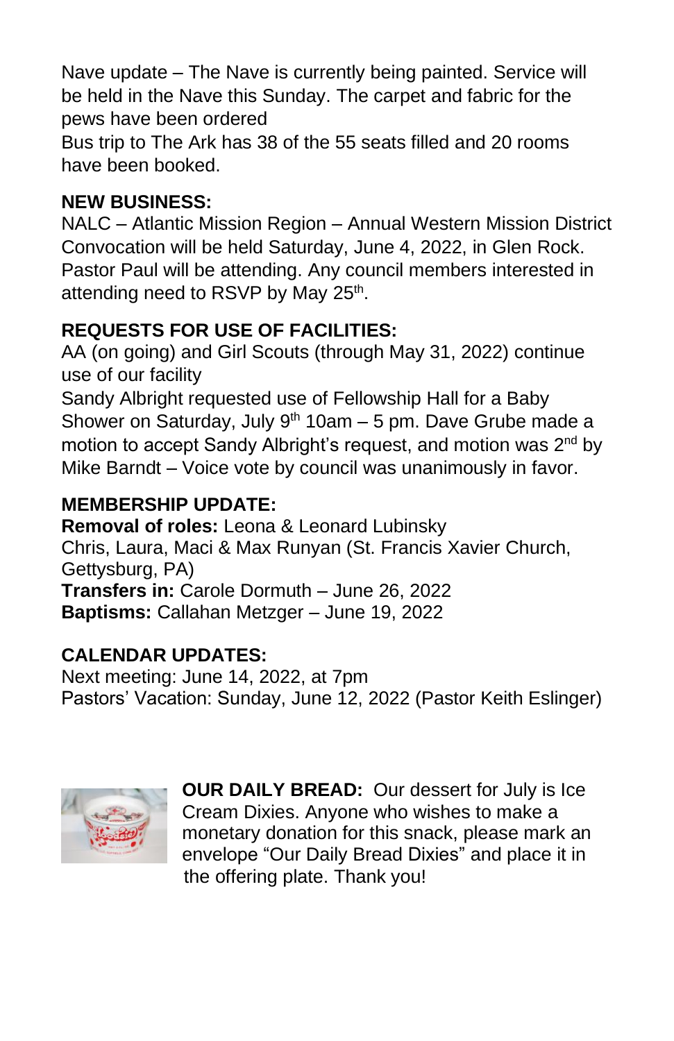Nave update – The Nave is currently being painted. Service will be held in the Nave this Sunday. The carpet and fabric for the pews have been ordered

Bus trip to The Ark has 38 of the 55 seats filled and 20 rooms have been booked.

**NEW BUSINESS:**

NALC – Atlantic Mission Region – Annual Western Mission District Convocation will be held Saturday, June 4, 2022, in Glen Rock. Pastor Paul will be attending. Any council members interested in attending need to RSVP by May 25th.

**REQUESTS FOR USE OF FACILITIES:**

AA (on going) and Girl Scouts (through May 31, 2022) continue use of our facility

Sandy Albright requested use of Fellowship Hall for a Baby Shower on Saturday, July 9th 10am – 5 pm. Dave Grube made a motion to accept Sandy Albright's request, and motion was 2nd by Mike Barndt – Voice vote by council was unanimously in favor.

**MEMBERSHIP UPDATE:**

**Removal of roles:** Leona & Leonard Lubinsky
Chris, Laura, Maci & Max Runyan (St. Francis Xavier Church, Gettysburg, PA)
**Transfers in:** Carole Dormuth – June 26, 2022
**Baptisms:** Callahan Metzger – June 19, 2022

**CALENDAR UPDATES:**

Next meeting: June 14, 2022, at 7pm
Pastors' Vacation: Sunday, June 12, 2022 (Pastor Keith Eslinger)

**OUR DAILY BREAD:** Our dessert for July is Ice Cream Dixies. Anyone who wishes to make a monetary donation for this snack, please mark an envelope "Our Daily Bread Dixies" and place it in the offering plate. Thank you!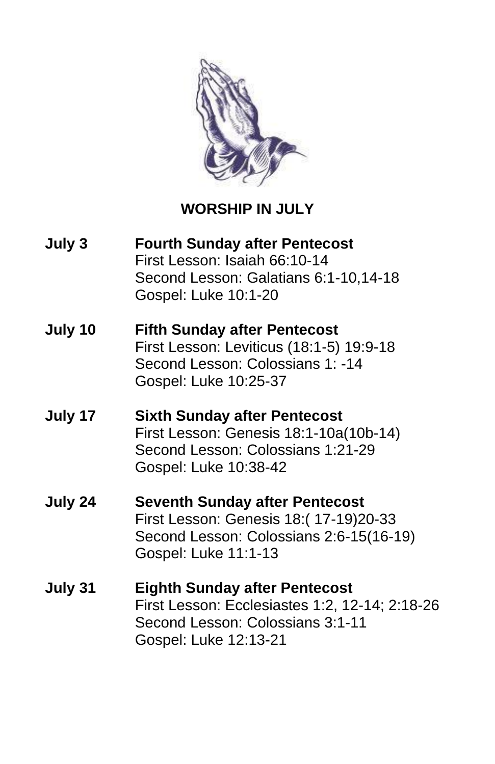## WORSHIP IN JULY

**July 3** **Fourth Sunday after Pentecost**
First Lesson: Isaiah 66:10-14
Second Lesson: Galatians 6:1-10,14-18
Gospel: Luke 10:1-20

**July 10** **Fifth Sunday after Pentecost**
First Lesson: Leviticus (18:1-5) 19:9-18
Second Lesson: Colossians 1: -14
Gospel: Luke 10:25-37

**July 17** **Sixth Sunday after Pentecost**
First Lesson: Genesis 18:1-10a(10b-14)
Second Lesson: Colossians 1:21-29
Gospel: Luke 10:38-42

**July 24** **Seventh Sunday after Pentecost**
First Lesson: Genesis 18:( 17-19)20-33
Second Lesson: Colossians 2:6-15(16-19)
Gospel: Luke 11:1-13

**July 31** **Eighth Sunday after Pentecost**
First Lesson: Ecclesiastes 1:2, 12-14; 2:18-26
Second Lesson: Colossians 3:1-11
Gospel: Luke 12:13-21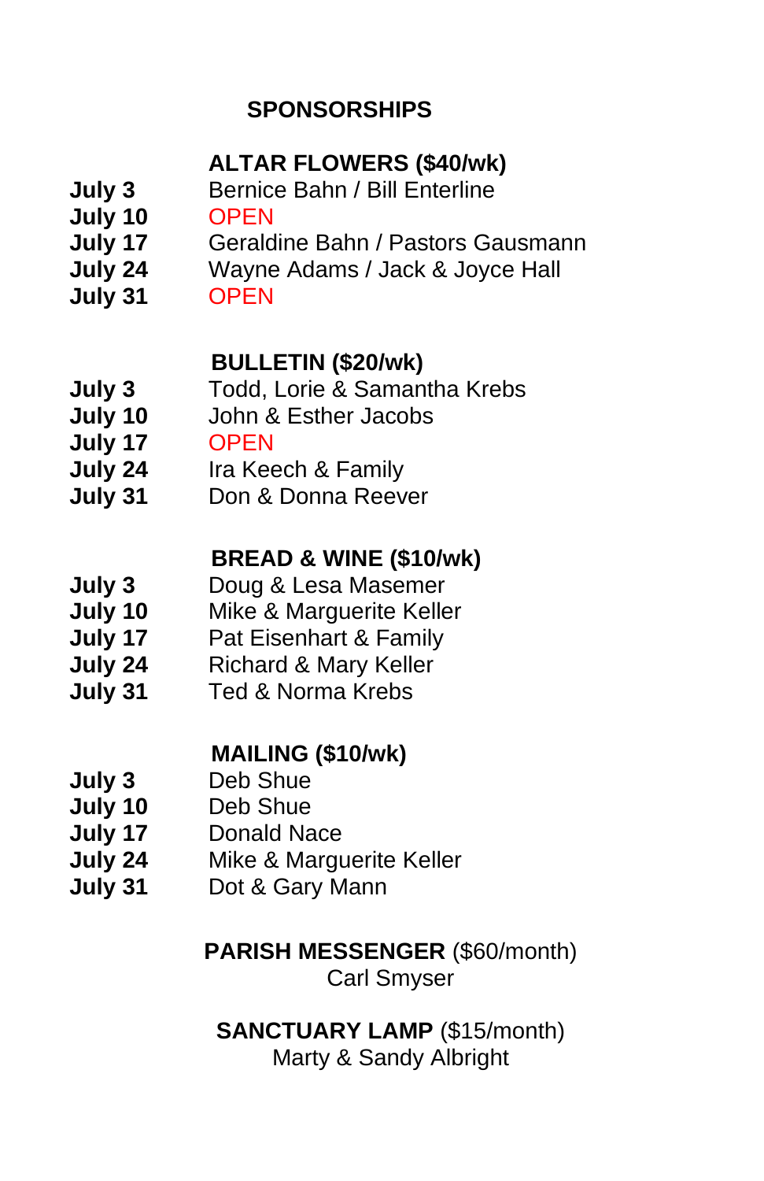## SPONSORSHIPS

### ALTAR FLOWERS ($40/wk)

| | |
|---|---|
| **July 3** | Bernice Bahn / Bill Enterline |
| **July 10** | OPEN |
| **July 17** | Geraldine Bahn / Pastors Gausmann |
| **July 24** | Wayne Adams / Jack & Joyce Hall |
| **July 31** | OPEN |

### BULLETIN ($20/wk)

| | |
|---|---|
| **July 3** | Todd, Lorie & Samantha Krebs |
| **July 10** | John & Esther Jacobs |
| **July 17** | OPEN |
| **July 24** | Ira Keech & Family |
| **July 31** | Don & Donna Reever |

### BREAD & WINE ($10/wk)

| | |
|---|---|
| **July 3** | Doug & Lesa Masemer |
| **July 10** | Mike & Marguerite Keller |
| **July 17** | Pat Eisenhart & Family |
| **July 24** | Richard & Mary Keller |
| **July 31** | Ted & Norma Krebs |

### MAILING ($10/wk)

| | |
|---|---|
| **July 3** | Deb Shue |
| **July 10** | Deb Shue |
| **July 17** | Donald Nace |
| **July 24** | Mike & Marguerite Keller |
| **July 31** | Dot & Gary Mann |

**PARISH MESSENGER** ($60/month)
Carl Smyser

**SANCTUARY LAMP** ($15/month)
Marty & Sandy Albright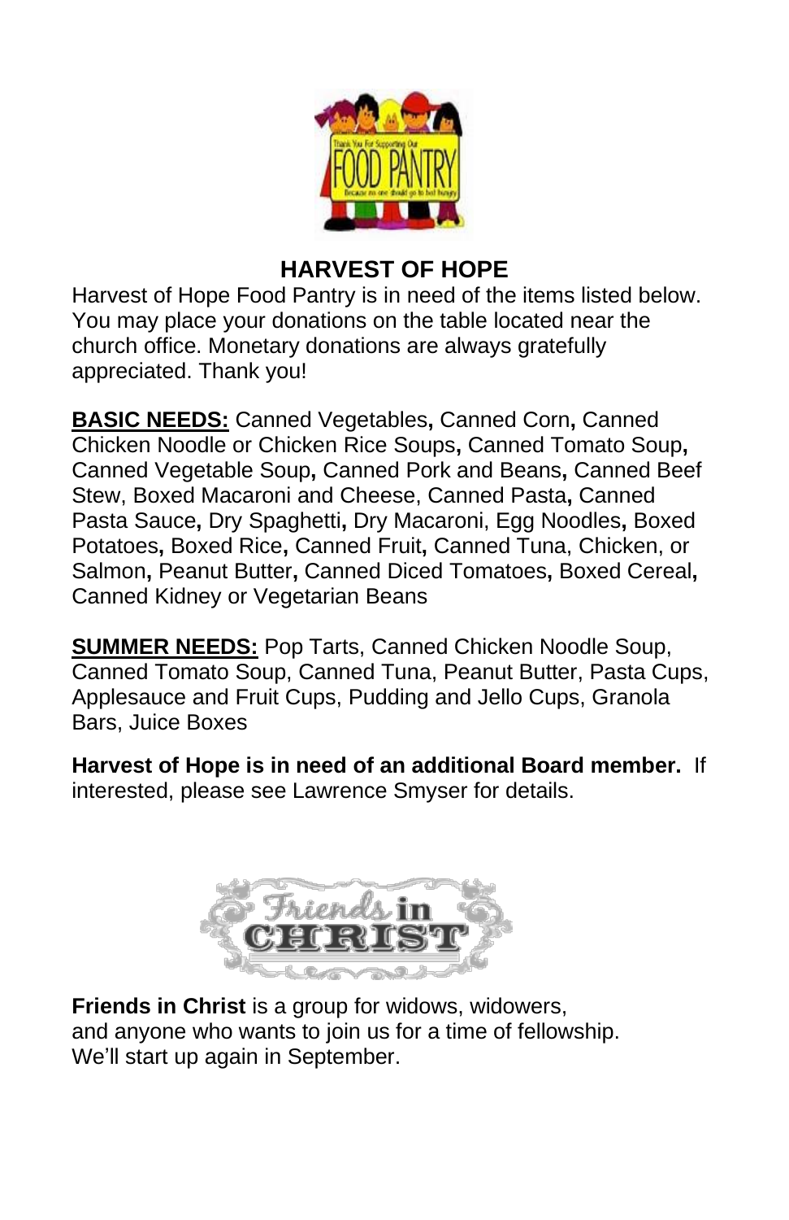## HARVEST OF HOPE

Harvest of Hope Food Pantry is in need of the items listed below. You may place your donations on the table located near the church office. Monetary donations are always gratefully appreciated. Thank you!

**BASIC NEEDS:** Canned Vegetables, Canned Corn, Canned Chicken Noodle or Chicken Rice Soups, Canned Tomato Soup, Canned Vegetable Soup, Canned Pork and Beans, Canned Beef Stew, Boxed Macaroni and Cheese, Canned Pasta, Canned Pasta Sauce, Dry Spaghetti, Dry Macaroni, Egg Noodles, Boxed Potatoes, Boxed Rice, Canned Fruit, Canned Tuna, Chicken, or Salmon, Peanut Butter, Canned Diced Tomatoes, Boxed Cereal, Canned Kidney or Vegetarian Beans

**SUMMER NEEDS:** Pop Tarts, Canned Chicken Noodle Soup, Canned Tomato Soup, Canned Tuna, Peanut Butter, Pasta Cups, Applesauce and Fruit Cups, Pudding and Jello Cups, Granola Bars, Juice Boxes

**Harvest of Hope is in need of an additional Board member.** If interested, please see Lawrence Smyser for details.

**Friends in Christ** is a group for widows, widowers, and anyone who wants to join us for a time of fellowship. We'll start up again in September.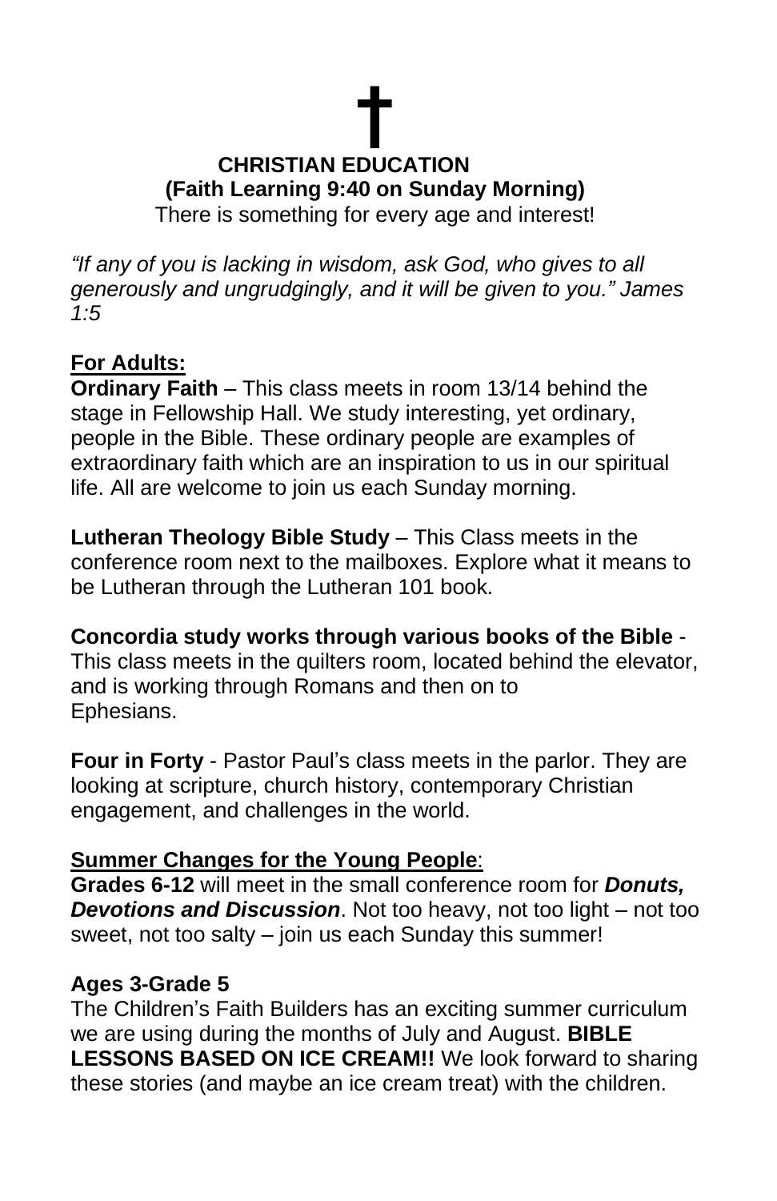✝

**CHRISTIAN EDUCATION**

**(Faith Learning 9:40 on Sunday Morning)**

There is something for every age and interest!

*"If any of you is lacking in wisdom, ask God, who gives to all generously and ungrudgingly, and it will be given to you." James 1:5*

## For Adults:

**Ordinary Faith** – This class meets in room 13/14 behind the stage in Fellowship Hall. We study interesting, yet ordinary, people in the Bible. These ordinary people are examples of extraordinary faith which are an inspiration to us in our spiritual life. All are welcome to join us each Sunday morning.

**Lutheran Theology Bible Study** – This Class meets in the conference room next to the mailboxes. Explore what it means to be Lutheran through the Lutheran 101 book.

**Concordia study works through various books of the Bible** - This class meets in the quilters room, located behind the elevator, and is working through Romans and then on to Ephesians.

**Four in Forty** - Pastor Paul's class meets in the parlor. They are looking at scripture, church history, contemporary Christian engagement, and challenges in the world.

## Summer Changes for the Young People:

**Grades 6-12** will meet in the small conference room for ***Donuts, Devotions and Discussion***. Not too heavy, not too light – not too sweet, not too salty – join us each Sunday this summer!

**Ages 3-Grade 5**

The Children's Faith Builders has an exciting summer curriculum we are using during the months of July and August. **BIBLE LESSONS BASED ON ICE CREAM!!** We look forward to sharing these stories (and maybe an ice cream treat) with the children.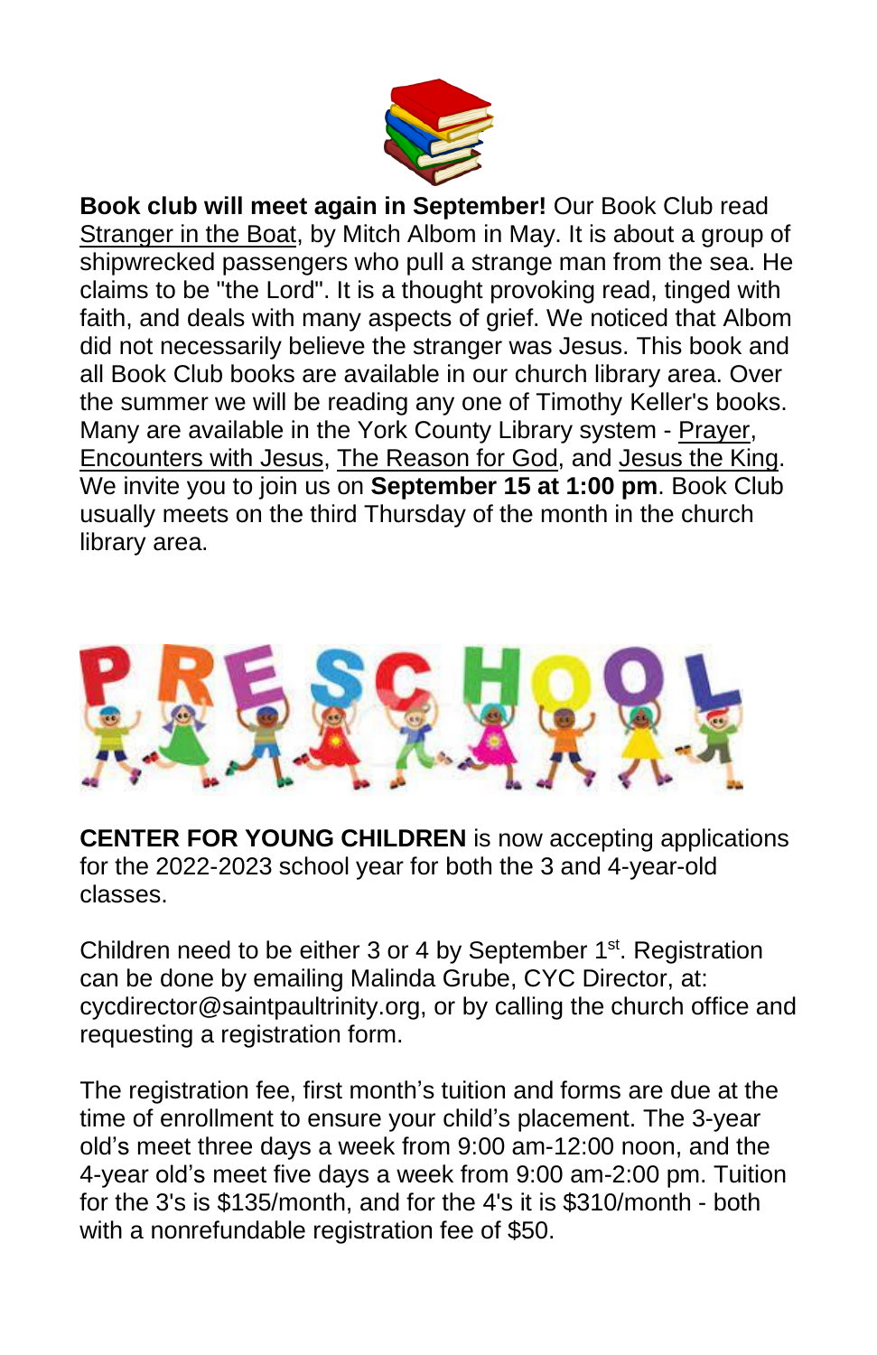**Book club will meet again in September!** Our Book Club read Stranger in the Boat, by Mitch Albom in May. It is about a group of shipwrecked passengers who pull a strange man from the sea. He claims to be "the Lord". It is a thought provoking read, tinged with faith, and deals with many aspects of grief. We noticed that Albom did not necessarily believe the stranger was Jesus. This book and all Book Club books are available in our church library area. Over the summer we will be reading any one of Timothy Keller's books. Many are available in the York County Library system - Prayer, Encounters with Jesus, The Reason for God, and Jesus the King. We invite you to join us on **September 15 at 1:00 pm**. Book Club usually meets on the third Thursday of the month in the church library area.

**CENTER FOR YOUNG CHILDREN** is now accepting applications for the 2022-2023 school year for both the 3 and 4-year-old classes.

Children need to be either 3 or 4 by September 1st. Registration can be done by emailing Malinda Grube, CYC Director, at: cycdirector@saintpaultrinity.org, or by calling the church office and requesting a registration form.

The registration fee, first month's tuition and forms are due at the time of enrollment to ensure your child's placement. The 3-year old's meet three days a week from 9:00 am-12:00 noon, and the 4-year old's meet five days a week from 9:00 am-2:00 pm. Tuition for the 3's is $135/month, and for the 4's it is $310/month - both with a nonrefundable registration fee of $50.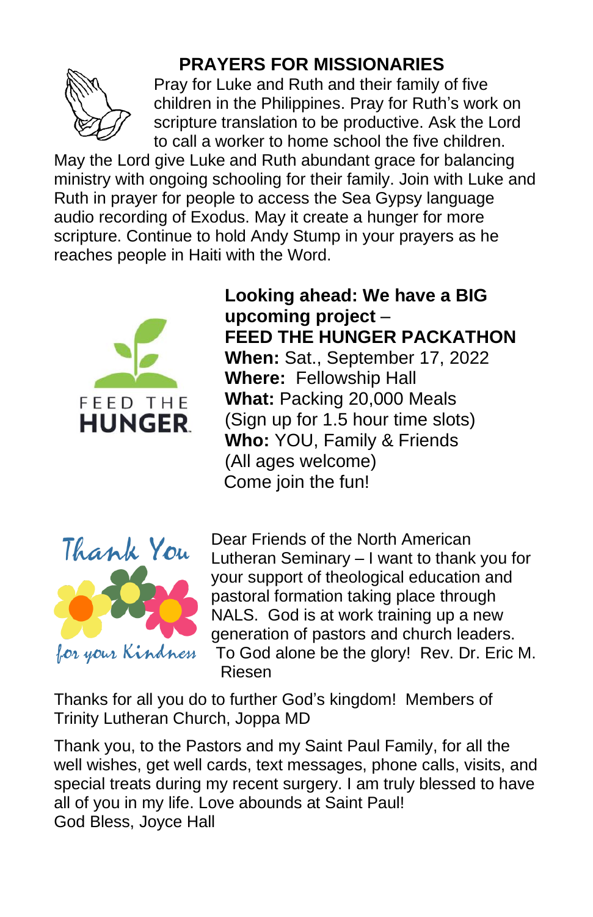## PRAYERS FOR MISSIONARIES

Pray for Luke and Ruth and their family of five children in the Philippines. Pray for Ruth's work on scripture translation to be productive. Ask the Lord to call a worker to home school the five children. May the Lord give Luke and Ruth abundant grace for balancing ministry with ongoing schooling for their family. Join with Luke and Ruth in prayer for people to access the Sea Gypsy language audio recording of Exodus. May it create a hunger for more scripture. Continue to hold Andy Stump in your prayers as he reaches people in Haiti with the Word.

FEED THE HUNGER

**Looking ahead: We have a BIG upcoming project** –
**FEED THE HUNGER PACKATHON**
**When:** Sat., September 17, 2022
**Where:** Fellowship Hall
**What:** Packing 20,000 Meals
(Sign up for 1.5 hour time slots)
**Who:** YOU, Family & Friends
(All ages welcome)
Come join the fun!

Thank You for your Kindness

Dear Friends of the North American Lutheran Seminary – I want to thank you for your support of theological education and pastoral formation taking place through NALS. God is at work training up a new generation of pastors and church leaders. To God alone be the glory! Rev. Dr. Eric M. Riesen

Thanks for all you do to further God's kingdom! Members of Trinity Lutheran Church, Joppa MD

Thank you, to the Pastors and my Saint Paul Family, for all the well wishes, get well cards, text messages, phone calls, visits, and special treats during my recent surgery. I am truly blessed to have all of you in my life. Love abounds at Saint Paul!
God Bless, Joyce Hall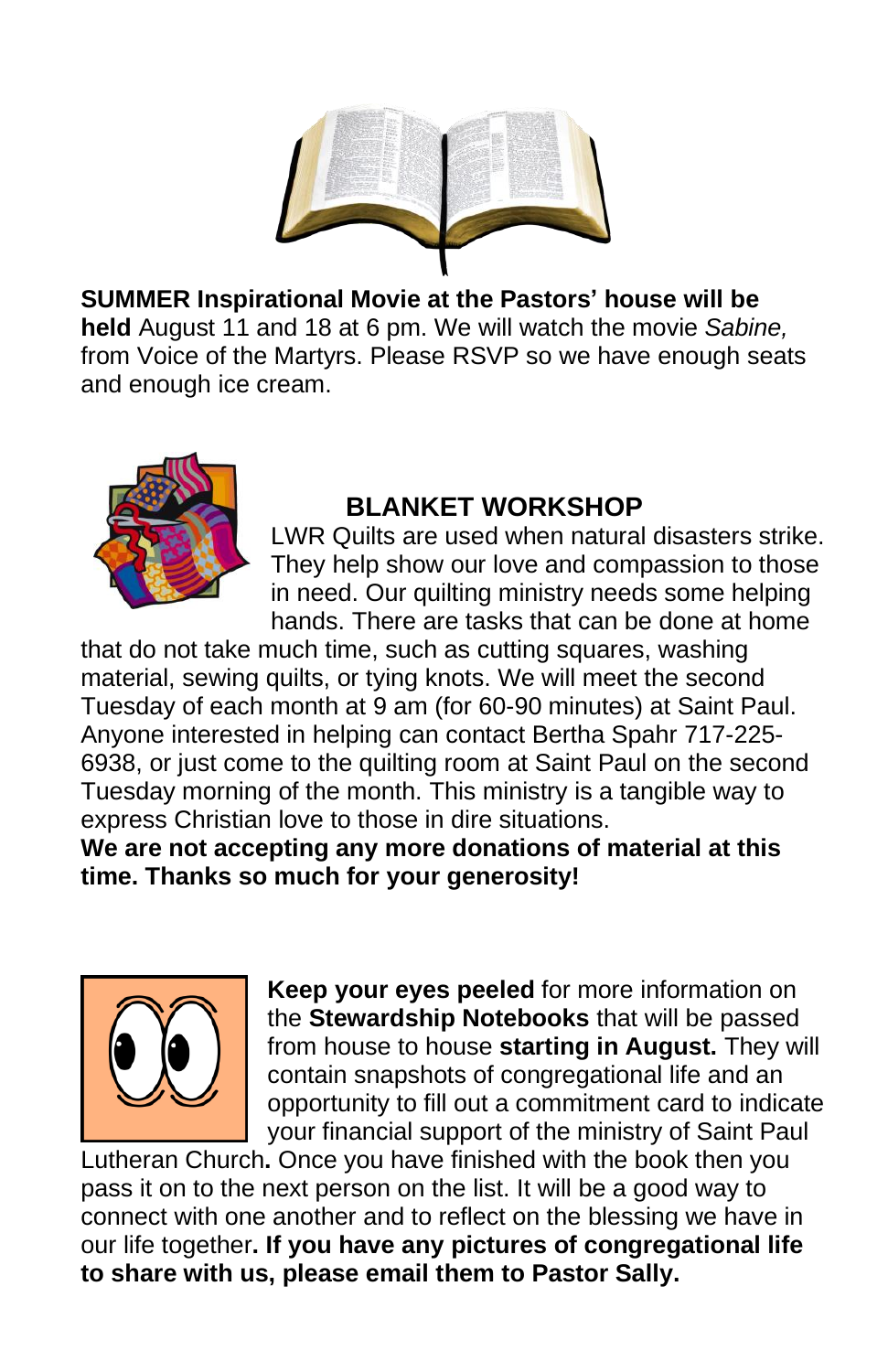**SUMMER Inspirational Movie at the Pastors' house will be held** August 11 and 18 at 6 pm. We will watch the movie *Sabine,* from Voice of the Martyrs. Please RSVP so we have enough seats and enough ice cream.

## BLANKET WORKSHOP

LWR Quilts are used when natural disasters strike. They help show our love and compassion to those in need. Our quilting ministry needs some helping hands. There are tasks that can be done at home that do not take much time, such as cutting squares, washing material, sewing quilts, or tying knots. We will meet the second Tuesday of each month at 9 am (for 60-90 minutes) at Saint Paul. Anyone interested in helping can contact Bertha Spahr 717-225-6938, or just come to the quilting room at Saint Paul on the second Tuesday morning of the month. This ministry is a tangible way to express Christian love to those in dire situations.

**We are not accepting any more donations of material at this time. Thanks so much for your generosity!**

**Keep your eyes peeled** for more information on the **Stewardship Notebooks** that will be passed from house to house **starting in August.** They will contain snapshots of congregational life and an opportunity to fill out a commitment card to indicate your financial support of the ministry of Saint Paul Lutheran Church**.** Once you have finished with the book then you pass it on to the next person on the list. It will be a good way to connect with one another and to reflect on the blessing we have in our life together**. If you have any pictures of congregational life to share with us, please email them to Pastor Sally.**